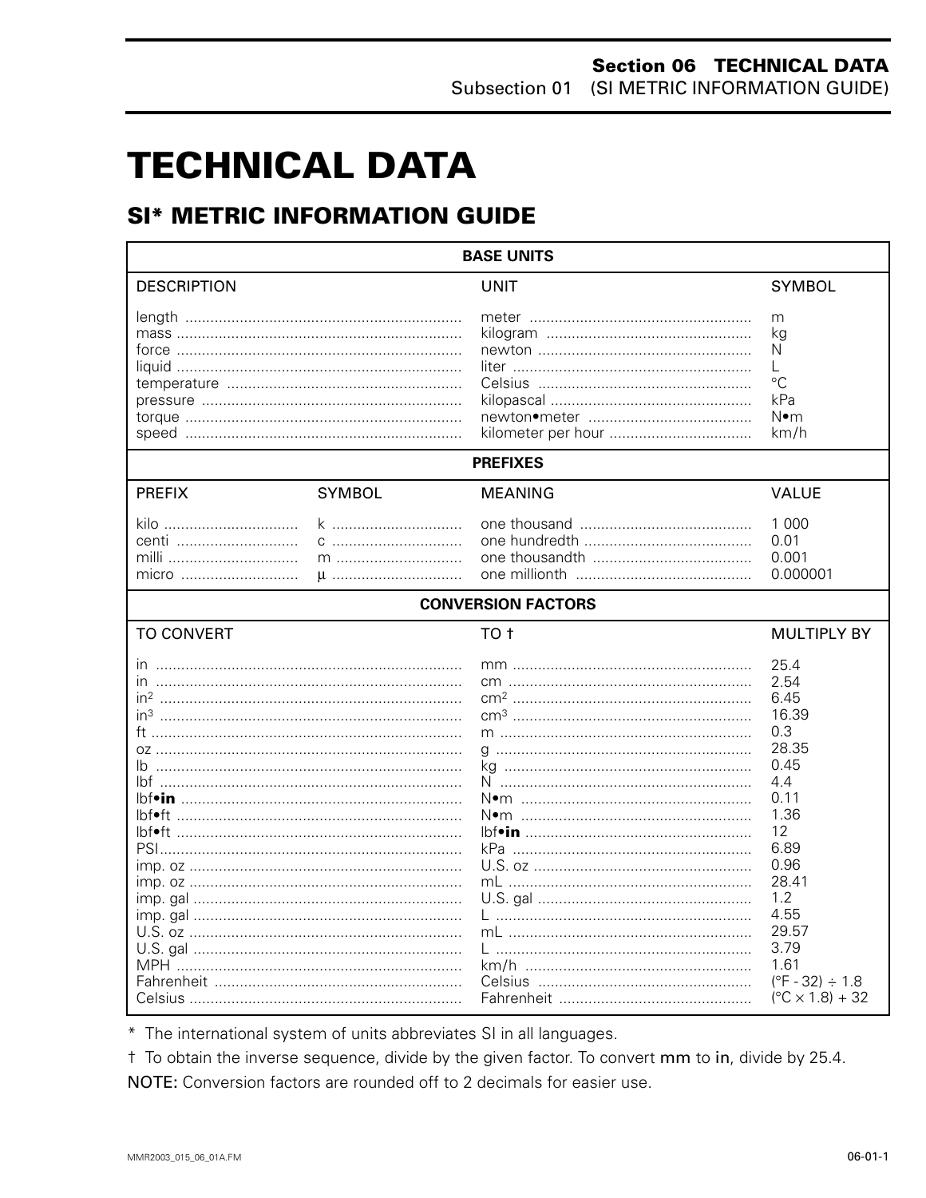# TECHNICAL DATA

## SI* METRIC INFORMATION GUIDE

| BASE UNITS | | |
|---|---|---|
| DESCRIPTION | UNIT | SYMBOL |
| length | meter | m |
| mass | kilogram | kg |
| force | newton | N |
| liquid | liter | L |
| temperature | Celsius | °C |
| pressure | kilopascal | kPa |
| torque | newton•meter | N•m |
| speed | kilometer per hour | km/h |

| PREFIXES | | | |
|---|---|---|---|
| PREFIX | SYMBOL | MEANING | VALUE |
| kilo | k | one thousand | 1 000 |
| centi | c | one hundredth | 0.01 |
| milli | m | one thousandth | 0.001 |
| micro | µ | one millionth | 0.000001 |

| CONVERSION FACTORS | | |
|---|---|---|
| TO CONVERT | TO † | MULTIPLY BY |
| in | mm | 25.4 |
| in | cm | 2.54 |
| $in^2$ | $cm^2$ | 6.45 |
| $in^3$ | $cm^3$ | 16.39 |
| ft | m | 0.3 |
| oz | g | 28.35 |
| lb | kg | 0.45 |
| lbf | N | 4.4 |
| lbf•**in** | N•m | 0.11 |
| lbf•ft | N•m | 1.36 |
| lbf•ft | lbf•**in** | 12 |
| PSI | kPa | 6.89 |
| imp. oz | U.S. oz | 0.96 |
| imp. oz | mL | 28.41 |
| imp. gal | U.S. gal | 1.2 |
| imp. gal | L | 4.55 |
| U.S. oz | mL | 29.57 |
| U.S. gal | L | 3.79 |
| MPH | km/h | 1.61 |
| Fahrenheit | Celsius | (°F - 32) ÷ 1.8 |
| Celsius | Fahrenheit | (°C × 1.8) + 32 |

\* The international system of units abbreviates SI in all languages.

† To obtain the inverse sequence, divide by the given factor. To convert mm to in, divide by 25.4.

NOTE: Conversion factors are rounded off to 2 decimals for easier use.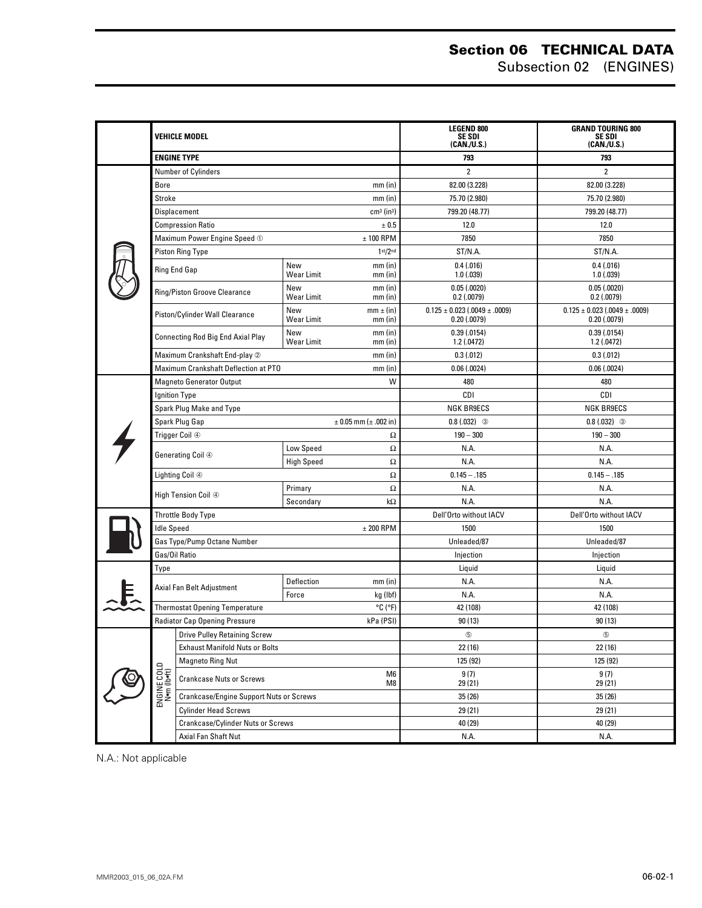# Section 06 TECHNICAL DATA
## Subsection 02 (ENGINES)

| | VEHICLE MODEL | | | LEGEND 800 SE SDI (CAN./U.S.) | GRAND TOURING 800 SE SDI (CAN./U.S.) |
|---|---|---|---|---|---|
| | ENGINE TYPE | | | 793 | 793 |
| | Number of Cylinders | | | 2 | 2 |
| | Bore | | mm (in) | 82.00 (3.228) | 82.00 (3.228) |
| | Stroke | | mm (in) | 75.70 (2.980) | 75.70 (2.980) |
| | Displacement | | $cm^3$ ($in^3$) | 799.20 (48.77) | 799.20 (48.77) |
| | Compression Ratio | | ± 0.5 | 12.0 | 12.0 |
| | Maximum Power Engine Speed ① | | ± 100 RPM | 7850 | 7850 |
| | Piston Ring Type | | 1st/2nd | ST/N.A. | ST/N.A. |
| | Ring End Gap | New<br>Wear Limit | mm (in)<br>mm (in) | 0.4 (.016)<br>1.0 (.039) | 0.4 (.016)<br>1.0 (.039) |
| | Ring/Piston Groove Clearance | New<br>Wear Limit | mm (in)<br>mm (in) | 0.05 (.0020)<br>0.2 (.0079) | 0.05 (.0020)<br>0.2 (.0079) |
| | Piston/Cylinder Wall Clearance | New<br>Wear Limit | mm ± (in)<br>mm (in) | 0.125 ± 0.023 (.0049 ± .0009)<br>0.20 (.0079) | 0.125 ± 0.023 (.0049 ± .0009)<br>0.20 (.0079) |
| | Connecting Rod Big End Axial Play | New<br>Wear Limit | mm (in)<br>mm (in) | 0.39 (.0154)<br>1.2 (.0472) | 0.39 (.0154)<br>1.2 (.0472) |
| | Maximum Crankshaft End-play ② | | mm (in) | 0.3 (.012) | 0.3 (.012) |
| | Maximum Crankshaft Deflection at PTO | | mm (in) | 0.06 (.0024) | 0.06 (.0024) |
| | Magneto Generator Output | | W | 480 | 480 |
| | Ignition Type | | | CDI | CDI |
| | Spark Plug Make and Type | | | NGK BR9ECS | NGK BR9ECS |
| | Spark Plug Gap | | ± 0.05 mm (± .002 in) | 0.8 (.032) ③ | 0.8 (.032) ③ |
| | Trigger Coil ④ | | Ω | 190 – 300 | 190 – 300 |
| | Generating Coil ④ | Low Speed | Ω | N.A. | N.A. |
| | | High Speed | Ω | N.A. | N.A. |
| | Lighting Coil ④ | | Ω | 0.145 – .185 | 0.145 – .185 |
| | High Tension Coil ④ | Primary | Ω | N.A. | N.A. |
| | | Secondary | kΩ | N.A. | N.A. |
| | Throttle Body Type | | | Dell'Orto without IACV | Dell'Orto without IACV |
| | Idle Speed | | ± 200 RPM | 1500 | 1500 |
| | Gas Type/Pump Octane Number | | | Unleaded/87 | Unleaded/87 |
| | Gas/Oil Ratio | | | Injection | Injection |
| | Type | | | Liquid | Liquid |
| | Axial Fan Belt Adjustment | Deflection | mm (in) | N.A. | N.A. |
| | | Force | kg (lbf) | N.A. | N.A. |
| | Thermostat Opening Temperature | | °C (°F) | 42 (108) | 42 (108) |
| | Radiator Cap Opening Pressure | | kPa (PSI) | 90 (13) | 90 (13) |
| ENGINE COLD N•m (lbf•ft) | Drive Pulley Retaining Screw | | | ⑤ | ⑤ |
| | Exhaust Manifold Nuts or Bolts | | | 22 (16) | 22 (16) |
| | Magneto Ring Nut | | | 125 (92) | 125 (92) |
| | Crankcase Nuts or Screws | | M6<br>M8 | 9 (7)<br>29 (21) | 9 (7)<br>29 (21) |
| | Crankcase/Engine Support Nuts or Screws | | | 35 (26) | 35 (26) |
| | Cylinder Head Screws | | | 29 (21) | 29 (21) |
| | Crankcase/Cylinder Nuts or Screws | | | 40 (29) | 40 (29) |
| | Axial Fan Shaft Nut | | | N.A. | N.A. |

N.A.: Not applicable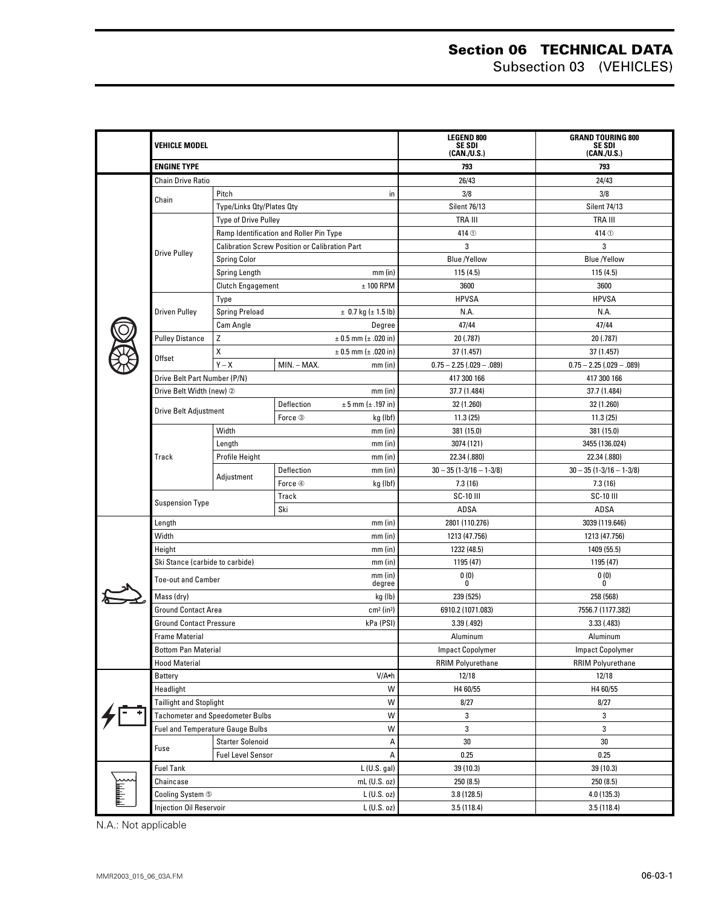# Section 06 TECHNICAL DATA

## Subsection 03 (VEHICLES)

| | VEHICLE MODEL | | | LEGEND 800 SE SDI (CAN./U.S.) | GRAND TOURING 800 SE SDI (CAN./U.S.) |
|---|---|---|---|---|---|
| | ENGINE TYPE | | | 793 | 793 |
| | Chain Drive Ratio | | | 26/43 | 24/43 |
| | Chain | Pitch | in | 3/8 | 3/8 |
| | | Type/Links Qty/Plates Qty | | Silent 76/13 | Silent 74/13 |
| | Drive Pulley | Type of Drive Pulley | | TRA III | TRA III |
| | | Ramp Identification and Roller Pin Type | | 414 ① | 414 ① |
| | | Calibration Screw Position or Calibration Part | | 3 | 3 |
| | | Spring Color | | Blue /Yellow | Blue /Yellow |
| | | Spring Length | mm (in) | 115 (4.5) | 115 (4.5) |
| | | Clutch Engagement | ± 100 RPM | 3600 | 3600 |
| | Driven Pulley | Type | | HPVSA | HPVSA |
| | | Spring Preload | ± 0.7 kg (± 1.5 lb) | N.A. | N.A. |
| | | Cam Angle | Degree | 47/44 | 47/44 |
| | Pulley Distance | Z | ± 0.5 mm (± .020 in) | 20 (.787) | 20 (.787) |
| | Offset | X | ± 0.5 mm (± .020 in) | 37 (1.457) | 37 (1.457) |
| | | Y – X | MIN. – MAX. mm (in) | 0.75 – 2.25 (.029 – .089) | 0.75 – 2.25 (.029 – .089) |
| | Drive Belt Part Number (P/N) | | | 417 300 166 | 417 300 166 |
| | Drive Belt Width (new) ② | | mm (in) | 37.7 (1.484) | 37.7 (1.484) |
| | Drive Belt Adjustment | Deflection | ± 5 mm (± .197 in) | 32 (1.260) | 32 (1.260) |
| | | Force ③ | kg (lbf) | 11.3 (25) | 11.3 (25) |
| | Track | Width | mm (in) | 381 (15.0) | 381 (15.0) |
| | | Length | mm (in) | 3074 (121) | 3455 (136.024) |
| | | Profile Height | mm (in) | 22.34 (.880) | 22.34 (.880) |
| | | Adjustment – Deflection | mm (in) | 30 – 35 (1-3/16 – 1-3/8) | 30 – 35 (1-3/16 – 1-3/8) |
| | | Adjustment – Force ④ | kg (lbf) | 7.3 (16) | 7.3 (16) |
| | Suspension Type | Track | | SC-10 III | SC-10 III |
| | | Ski | | ADSA | ADSA |
| | Length | | mm (in) | 2801 (110.276) | 3039 (119.646) |
| | Width | | mm (in) | 1213 (47.756) | 1213 (47.756) |
| | Height | | mm (in) | 1232 (48.5) | 1409 (55.5) |
| | Ski Stance (carbide to carbide) | | mm (in) | 1195 (47) | 1195 (47) |
| | Toe-out and Camber | | mm (in) degree | 0 (0) 0 | 0 (0) 0 |
| | Mass (dry) | | kg (lb) | 239 (525) | 258 (568) |
| | Ground Contact Area | | $cm^2$ ($in^2$) | 6910.2 (1071.083) | 7556.7 (1177.382) |
| | Ground Contact Pressure | | kPa (PSI) | 3.39 (.492) | 3.33 (.483) |
| | Frame Material | | | Aluminum | Aluminum |
| | Bottom Pan Material | | | Impact Copolymer | Impact Copolymer |
| | Hood Material | | | RRIM Polyurethane | RRIM Polyurethane |
| | Battery | | V/A•h | 12/18 | 12/18 |
| | Headlight | | W | H4 60/55 | H4 60/55 |
| | Taillight and Stoplight | | W | 8/27 | 8/27 |
| | Tachometer and Speedometer Bulbs | | W | 3 | 3 |
| | Fuel and Temperature Gauge Bulbs | | W | 3 | 3 |
| | Fuse | Starter Solenoid | A | 30 | 30 |
| | | Fuel Level Sensor | A | 0.25 | 0.25 |
| | Fuel Tank | | L (U.S. gal) | 39 (10.3) | 39 (10.3) |
| | Chaincase | | mL (U.S. oz) | 250 (8.5) | 250 (8.5) |
| | Cooling System ⑤ | | L (U.S. oz) | 3.8 (128.5) | 4.0 (135.3) |
| | Injection Oil Reservoir | | L (U.S. oz) | 3.5 (118.4) | 3.5 (118.4) |

N.A.: Not applicable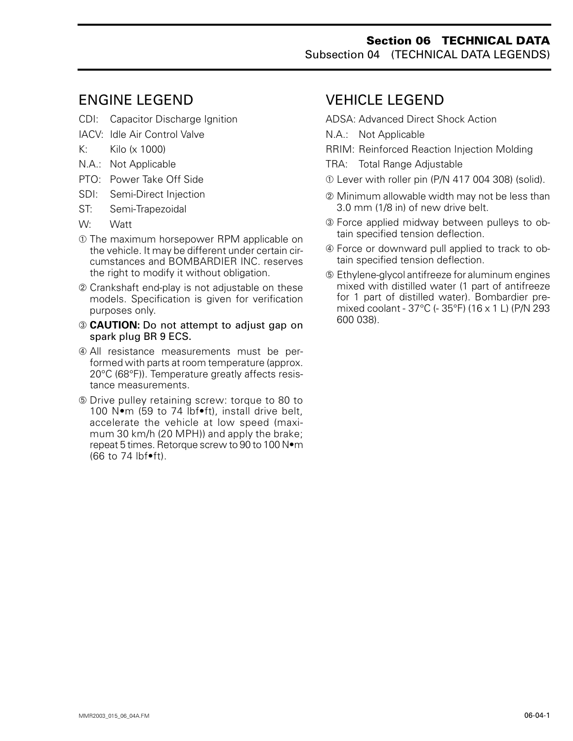## ENGINE LEGEND

CDI: Capacitor Discharge Ignition

IACV: Idle Air Control Valve

K: Kilo (x 1000)

N.A.: Not Applicable

PTO: Power Take Off Side

SDI: Semi-Direct Injection

ST: Semi-Trapezoidal

W: Watt

① The maximum horsepower RPM applicable on the vehicle. It may be different under certain circumstances and BOMBARDIER INC. reserves the right to modify it without obligation.

② Crankshaft end-play is not adjustable on these models. Specification is given for verification purposes only.

③ **CAUTION:** Do not attempt to adjust gap on spark plug BR 9 ECS.

④ All resistance measurements must be performed with parts at room temperature (approx. 20°C (68°F)). Temperature greatly affects resistance measurements.

⑤ Drive pulley retaining screw: torque to 80 to 100 N•m (59 to 74 lbf•ft), install drive belt, accelerate the vehicle at low speed (maximum 30 km/h (20 MPH)) and apply the brake; repeat 5 times. Retorque screw to 90 to 100 N•m (66 to 74 lbf•ft).

## VEHICLE LEGEND

ADSA: Advanced Direct Shock Action

N.A.: Not Applicable

RRIM: Reinforced Reaction Injection Molding

TRA: Total Range Adjustable

① Lever with roller pin (P/N 417 004 308) (solid).

② Minimum allowable width may not be less than 3.0 mm (1/8 in) of new drive belt.

③ Force applied midway between pulleys to obtain specified tension deflection.

④ Force or downward pull applied to track to obtain specified tension deflection.

⑤ Ethylene-glycol antifreeze for aluminum engines mixed with distilled water (1 part of antifreeze for 1 part of distilled water). Bombardier premixed coolant - 37°C (- 35°F) (16 x 1 L) (P/N 293 600 038).